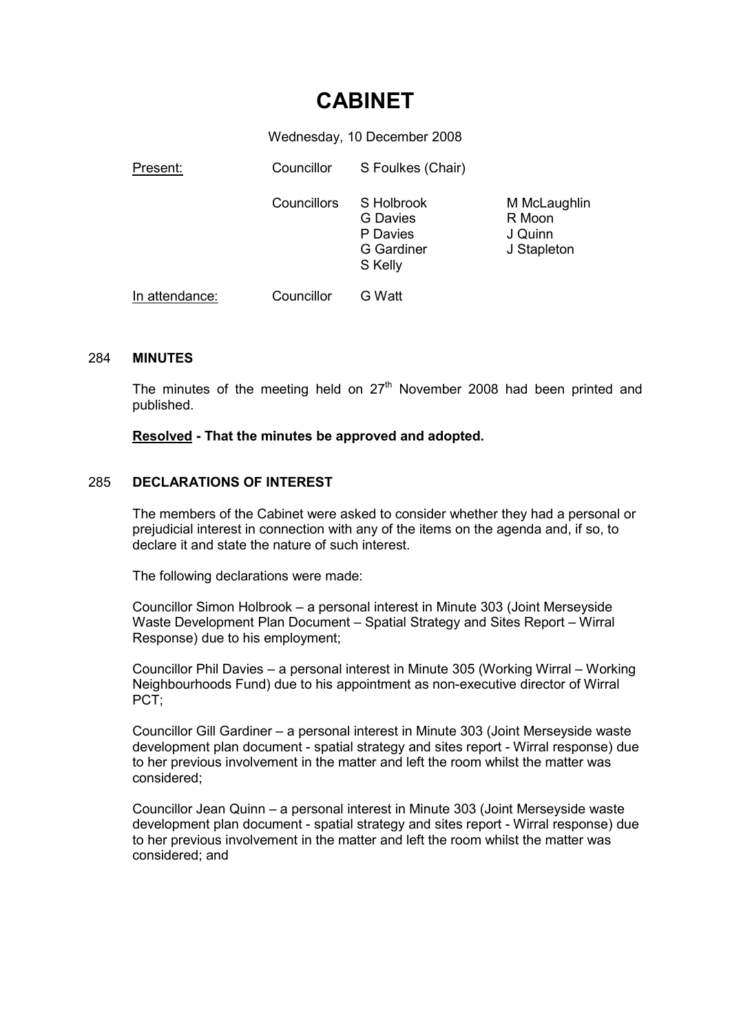# CABINET

Wednesday, 10 December 2008

| | | | |
|---|---|---|---|
| Present: | Councillor | S Foulkes (Chair) | |
| | Councillors | S Holbrook<br>G Davies<br>P Davies<br>G Gardiner<br>S Kelly | M McLaughlin<br>R Moon<br>J Quinn<br>J Stapleton |
| In attendance: | Councillor | G Watt | |

## 284 MINUTES

The minutes of the meeting held on 27th November 2008 had been printed and published.

**Resolved - That the minutes be approved and adopted.**

## 285 DECLARATIONS OF INTEREST

The members of the Cabinet were asked to consider whether they had a personal or prejudicial interest in connection with any of the items on the agenda and, if so, to declare it and state the nature of such interest.

The following declarations were made:

Councillor Simon Holbrook – a personal interest in Minute 303 (Joint Merseyside Waste Development Plan Document – Spatial Strategy and Sites Report – Wirral Response) due to his employment;

Councillor Phil Davies – a personal interest in Minute 305 (Working Wirral – Working Neighbourhoods Fund) due to his appointment as non-executive director of Wirral PCT;

Councillor Gill Gardiner – a personal interest in Minute 303 (Joint Merseyside waste development plan document - spatial strategy and sites report - Wirral response) due to her previous involvement in the matter and left the room whilst the matter was considered;

Councillor Jean Quinn – a personal interest in Minute 303 (Joint Merseyside waste development plan document - spatial strategy and sites report - Wirral response) due to her previous involvement in the matter and left the room whilst the matter was considered; and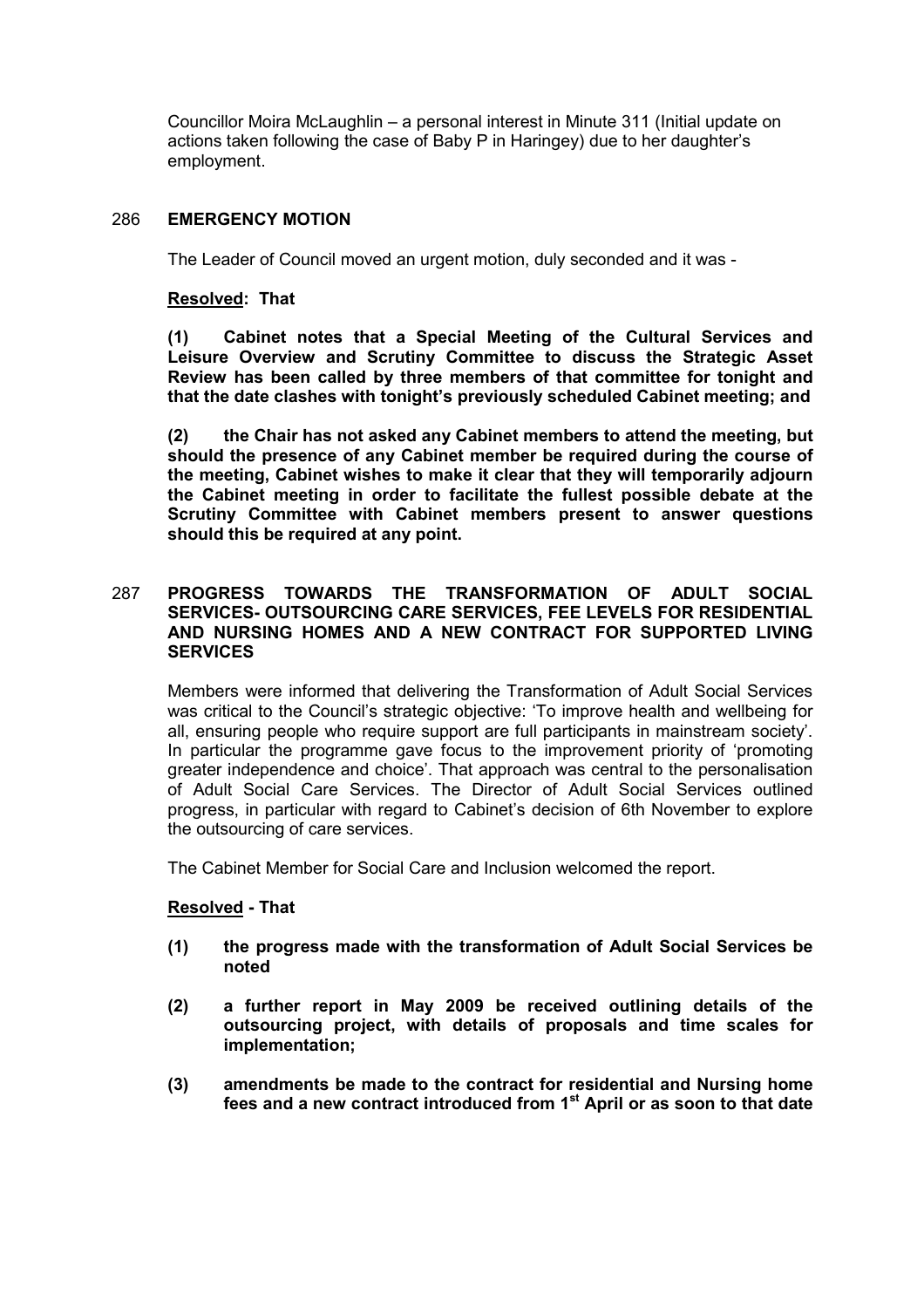Councillor Moira McLaughlin – a personal interest in Minute 311 (Initial update on actions taken following the case of Baby P in Haringey) due to her daughter's employment.

## 286 EMERGENCY MOTION

The Leader of Council moved an urgent motion, duly seconded and it was -

**Resolved: That**

**(1) Cabinet notes that a Special Meeting of the Cultural Services and Leisure Overview and Scrutiny Committee to discuss the Strategic Asset Review has been called by three members of that committee for tonight and that the date clashes with tonight's previously scheduled Cabinet meeting; and**

**(2) the Chair has not asked any Cabinet members to attend the meeting, but should the presence of any Cabinet member be required during the course of the meeting, Cabinet wishes to make it clear that they will temporarily adjourn the Cabinet meeting in order to facilitate the fullest possible debate at the Scrutiny Committee with Cabinet members present to answer questions should this be required at any point.**

## 287 PROGRESS TOWARDS THE TRANSFORMATION OF ADULT SOCIAL SERVICES- OUTSOURCING CARE SERVICES, FEE LEVELS FOR RESIDENTIAL AND NURSING HOMES AND A NEW CONTRACT FOR SUPPORTED LIVING SERVICES

Members were informed that delivering the Transformation of Adult Social Services was critical to the Council's strategic objective: 'To improve health and wellbeing for all, ensuring people who require support are full participants in mainstream society'. In particular the programme gave focus to the improvement priority of 'promoting greater independence and choice'. That approach was central to the personalisation of Adult Social Care Services. The Director of Adult Social Services outlined progress, in particular with regard to Cabinet's decision of 6th November to explore the outsourcing of care services.

The Cabinet Member for Social Care and Inclusion welcomed the report.

**Resolved - That**

**(1) the progress made with the transformation of Adult Social Services be noted**

**(2) a further report in May 2009 be received outlining details of the outsourcing project, with details of proposals and time scales for implementation;**

**(3) amendments be made to the contract for residential and Nursing home fees and a new contract introduced from 1st April or as soon to that date**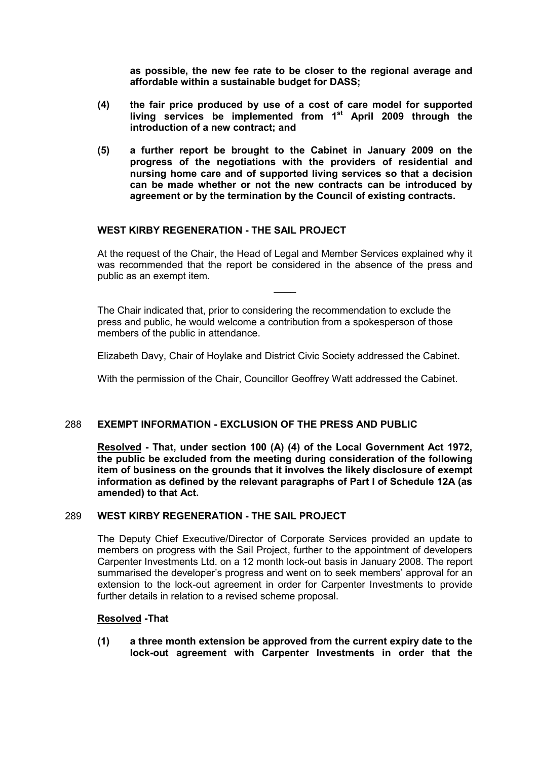**as possible, the new fee rate to be closer to the regional average and affordable within a sustainable budget for DASS;**

**(4) the fair price produced by use of a cost of care model for supported living services be implemented from 1st April 2009 through the introduction of a new contract; and**

**(5) a further report be brought to the Cabinet in January 2009 on the progress of the negotiations with the providers of residential and nursing home care and of supported living services so that a decision can be made whether or not the new contracts can be introduced by agreement or by the termination by the Council of existing contracts.**

**WEST KIRBY REGENERATION - THE SAIL PROJECT**

At the request of the Chair, the Head of Legal and Member Services explained why it was recommended that the report be considered in the absence of the press and public as an exempt item.

\_\_\_\_

The Chair indicated that, prior to considering the recommendation to exclude the press and public, he would welcome a contribution from a spokesperson of those members of the public in attendance.

Elizabeth Davy, Chair of Hoylake and District Civic Society addressed the Cabinet.

With the permission of the Chair, Councillor Geoffrey Watt addressed the Cabinet.

## 288 EXEMPT INFORMATION - EXCLUSION OF THE PRESS AND PUBLIC

**<u>Resolved</u> - That, under section 100 (A) (4) of the Local Government Act 1972, the public be excluded from the meeting during consideration of the following item of business on the grounds that it involves the likely disclosure of exempt information as defined by the relevant paragraphs of Part I of Schedule 12A (as amended) to that Act.**

## 289 WEST KIRBY REGENERATION - THE SAIL PROJECT

The Deputy Chief Executive/Director of Corporate Services provided an update to members on progress with the Sail Project, further to the appointment of developers Carpenter Investments Ltd. on a 12 month lock-out basis in January 2008. The report summarised the developer's progress and went on to seek members' approval for an extension to the lock-out agreement in order for Carpenter Investments to provide further details in relation to a revised scheme proposal.

**<u>Resolved</u> -That**

**(1) a three month extension be approved from the current expiry date to the lock-out agreement with Carpenter Investments in order that the**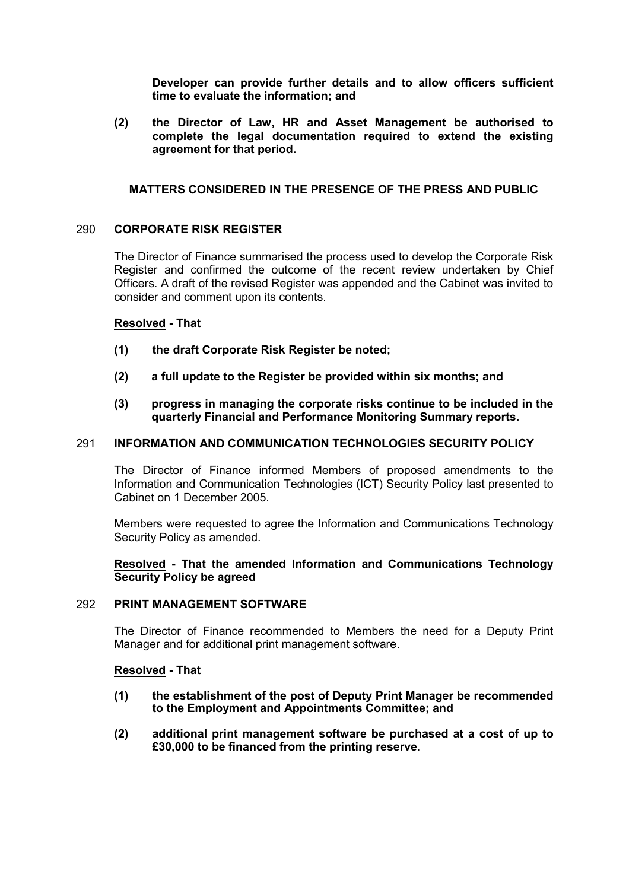**Developer can provide further details and to allow officers sufficient time to evaluate the information; and**

**(2) the Director of Law, HR and Asset Management be authorised to complete the legal documentation required to extend the existing agreement for that period.**

## MATTERS CONSIDERED IN THE PRESENCE OF THE PRESS AND PUBLIC

### 290 CORPORATE RISK REGISTER

The Director of Finance summarised the process used to develop the Corporate Risk Register and confirmed the outcome of the recent review undertaken by Chief Officers. A draft of the revised Register was appended and the Cabinet was invited to consider and comment upon its contents.

**Resolved - That**

**(1) the draft Corporate Risk Register be noted;**

**(2) a full update to the Register be provided within six months; and**

**(3) progress in managing the corporate risks continue to be included in the quarterly Financial and Performance Monitoring Summary reports.**

### 291 INFORMATION AND COMMUNICATION TECHNOLOGIES SECURITY POLICY

The Director of Finance informed Members of proposed amendments to the Information and Communication Technologies (ICT) Security Policy last presented to Cabinet on 1 December 2005.

Members were requested to agree the Information and Communications Technology Security Policy as amended.

**Resolved - That the amended Information and Communications Technology Security Policy be agreed**

### 292 PRINT MANAGEMENT SOFTWARE

The Director of Finance recommended to Members the need for a Deputy Print Manager and for additional print management software.

**Resolved - That**

**(1) the establishment of the post of Deputy Print Manager be recommended to the Employment and Appointments Committee; and**

**(2) additional print management software be purchased at a cost of up to £30,000 to be financed from the printing reserve**.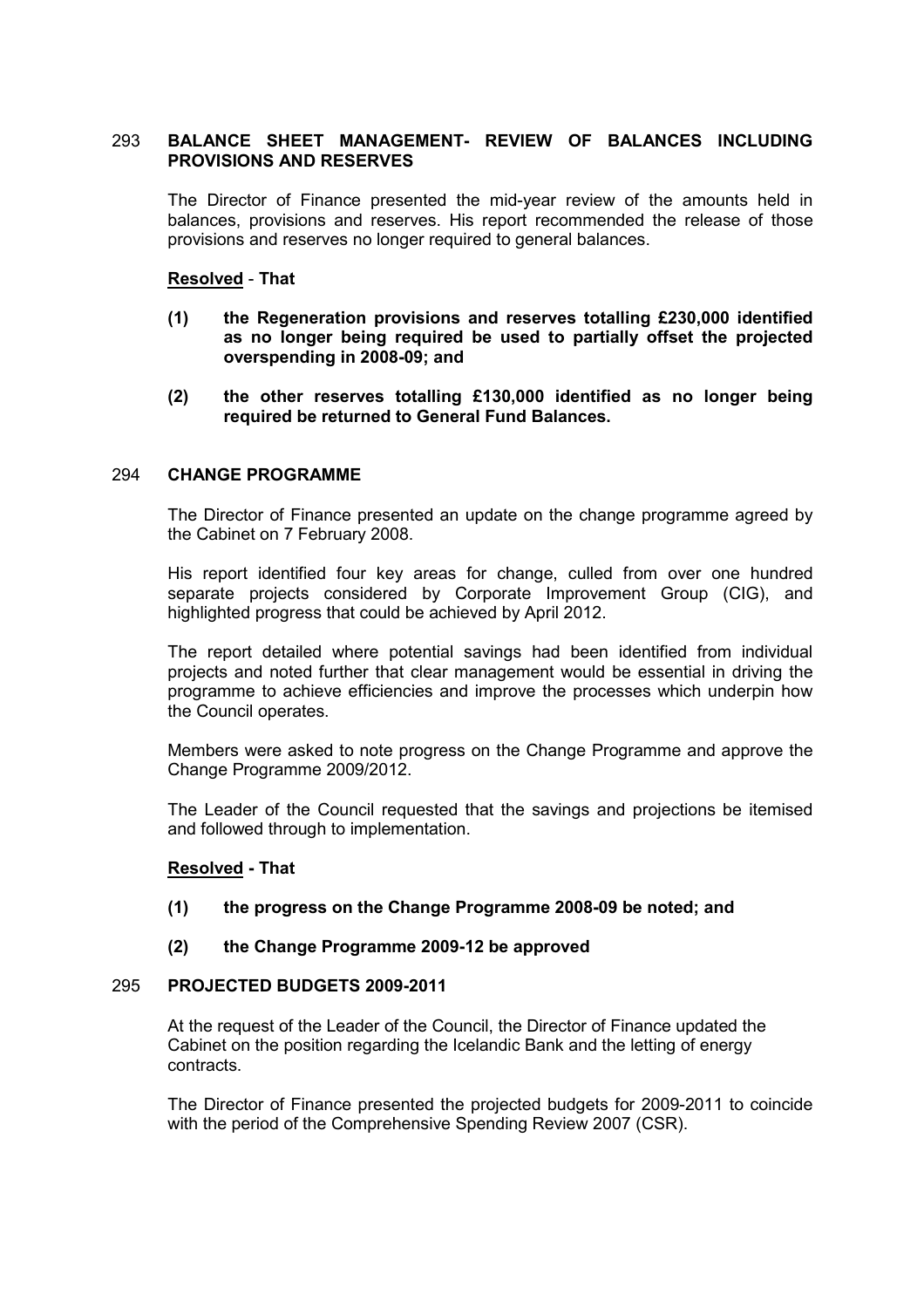## 293 BALANCE SHEET MANAGEMENT- REVIEW OF BALANCES INCLUDING PROVISIONS AND RESERVES

The Director of Finance presented the mid-year review of the amounts held in balances, provisions and reserves. His report recommended the release of those provisions and reserves no longer required to general balances.

**Resolved - That**

**(1) the Regeneration provisions and reserves totalling £230,000 identified as no longer being required be used to partially offset the projected overspending in 2008-09; and**

**(2) the other reserves totalling £130,000 identified as no longer being required be returned to General Fund Balances.**

## 294 CHANGE PROGRAMME

The Director of Finance presented an update on the change programme agreed by the Cabinet on 7 February 2008.

His report identified four key areas for change, culled from over one hundred separate projects considered by Corporate Improvement Group (CIG), and highlighted progress that could be achieved by April 2012.

The report detailed where potential savings had been identified from individual projects and noted further that clear management would be essential in driving the programme to achieve efficiencies and improve the processes which underpin how the Council operates.

Members were asked to note progress on the Change Programme and approve the Change Programme 2009/2012.

The Leader of the Council requested that the savings and projections be itemised and followed through to implementation.

**Resolved - That**

**(1) the progress on the Change Programme 2008-09 be noted; and**

**(2) the Change Programme 2009-12 be approved**

## 295 PROJECTED BUDGETS 2009-2011

At the request of the Leader of the Council, the Director of Finance updated the Cabinet on the position regarding the Icelandic Bank and the letting of energy contracts.

The Director of Finance presented the projected budgets for 2009-2011 to coincide with the period of the Comprehensive Spending Review 2007 (CSR).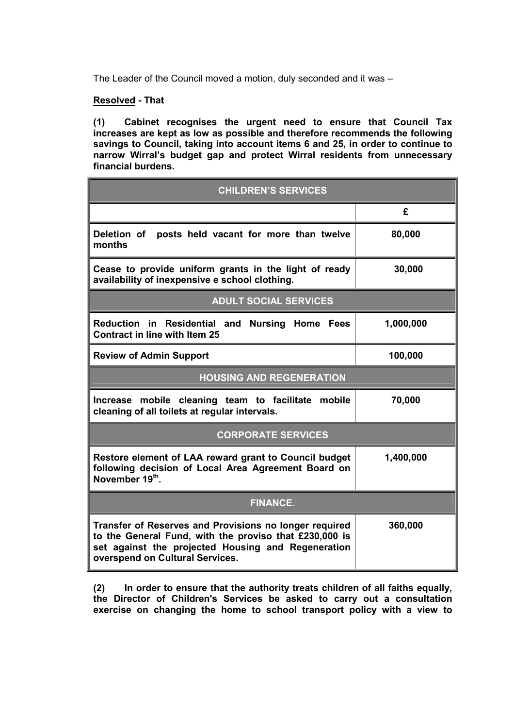The Leader of the Council moved a motion, duly seconded and it was –

**Resolved - That**

**(1) Cabinet recognises the urgent need to ensure that Council Tax increases are kept as low as possible and therefore recommends the following savings to Council, taking into account items 6 and 25, in order to continue to narrow Wirral's budget gap and protect Wirral residents from unnecessary financial burdens.**

| **CHILDREN'S SERVICES** | |
|---|---|
| | **£** |
| **Deletion of posts held vacant for more than twelve months** | **80,000** |
| **Cease to provide uniform grants in the light of ready availability of inexpensive e school clothing.** | **30,000** |
| **ADULT SOCIAL SERVICES** | |
| **Reduction in Residential and Nursing Home Fees Contract in line with Item 25** | **1,000,000** |
| **Review of Admin Support** | **100,000** |
| **HOUSING AND REGENERATION** | |
| **Increase mobile cleaning team to facilitate mobile cleaning of all toilets at regular intervals.** | **70,000** |
| **CORPORATE SERVICES** | |
| **Restore element of LAA reward grant to Council budget following decision of Local Area Agreement Board on November 19th.** | **1,400,000** |
| **FINANCE.** | |
| **Transfer of Reserves and Provisions no longer required to the General Fund, with the proviso that £230,000 is set against the projected Housing and Regeneration overspend on Cultural Services.** | **360,000** |

**(2) In order to ensure that the authority treats children of all faiths equally, the Director of Children's Services be asked to carry out a consultation exercise on changing the home to school transport policy with a view to**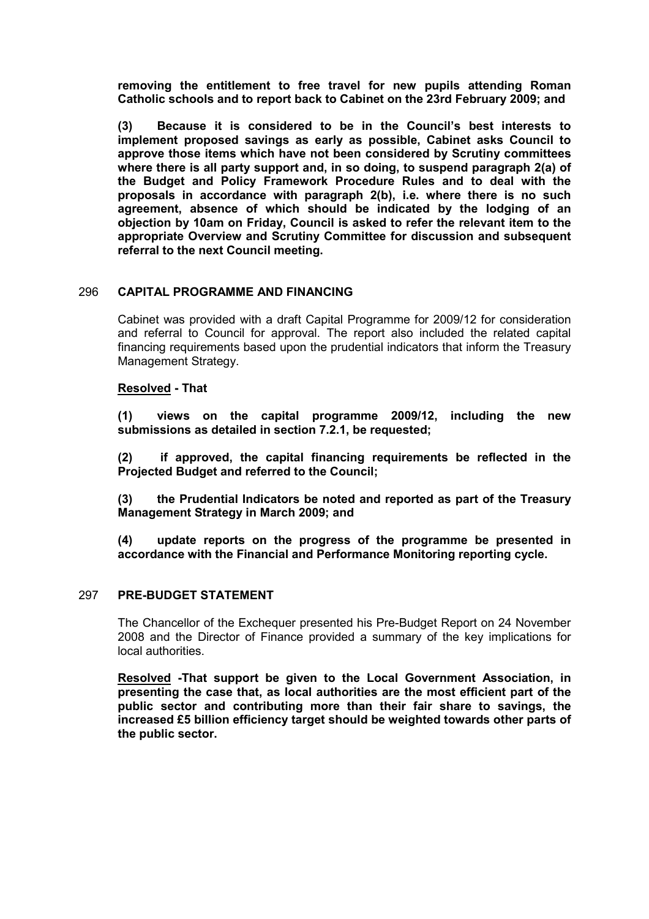**removing the entitlement to free travel for new pupils attending Roman Catholic schools and to report back to Cabinet on the 23rd February 2009; and**

**(3) Because it is considered to be in the Council's best interests to implement proposed savings as early as possible, Cabinet asks Council to approve those items which have not been considered by Scrutiny committees where there is all party support and, in so doing, to suspend paragraph 2(a) of the Budget and Policy Framework Procedure Rules and to deal with the proposals in accordance with paragraph 2(b), i.e. where there is no such agreement, absence of which should be indicated by the lodging of an objection by 10am on Friday, Council is asked to refer the relevant item to the appropriate Overview and Scrutiny Committee for discussion and subsequent referral to the next Council meeting.**

## 296 CAPITAL PROGRAMME AND FINANCING

Cabinet was provided with a draft Capital Programme for 2009/12 for consideration and referral to Council for approval. The report also included the related capital financing requirements based upon the prudential indicators that inform the Treasury Management Strategy.

**Resolved - That**

**(1) views on the capital programme 2009/12, including the new submissions as detailed in section 7.2.1, be requested;**

**(2) if approved, the capital financing requirements be reflected in the Projected Budget and referred to the Council;**

**(3) the Prudential Indicators be noted and reported as part of the Treasury Management Strategy in March 2009; and**

**(4) update reports on the progress of the programme be presented in accordance with the Financial and Performance Monitoring reporting cycle.**

## 297 PRE-BUDGET STATEMENT

The Chancellor of the Exchequer presented his Pre-Budget Report on 24 November 2008 and the Director of Finance provided a summary of the key implications for local authorities.

**Resolved -That support be given to the Local Government Association, in presenting the case that, as local authorities are the most efficient part of the public sector and contributing more than their fair share to savings, the increased £5 billion efficiency target should be weighted towards other parts of the public sector.**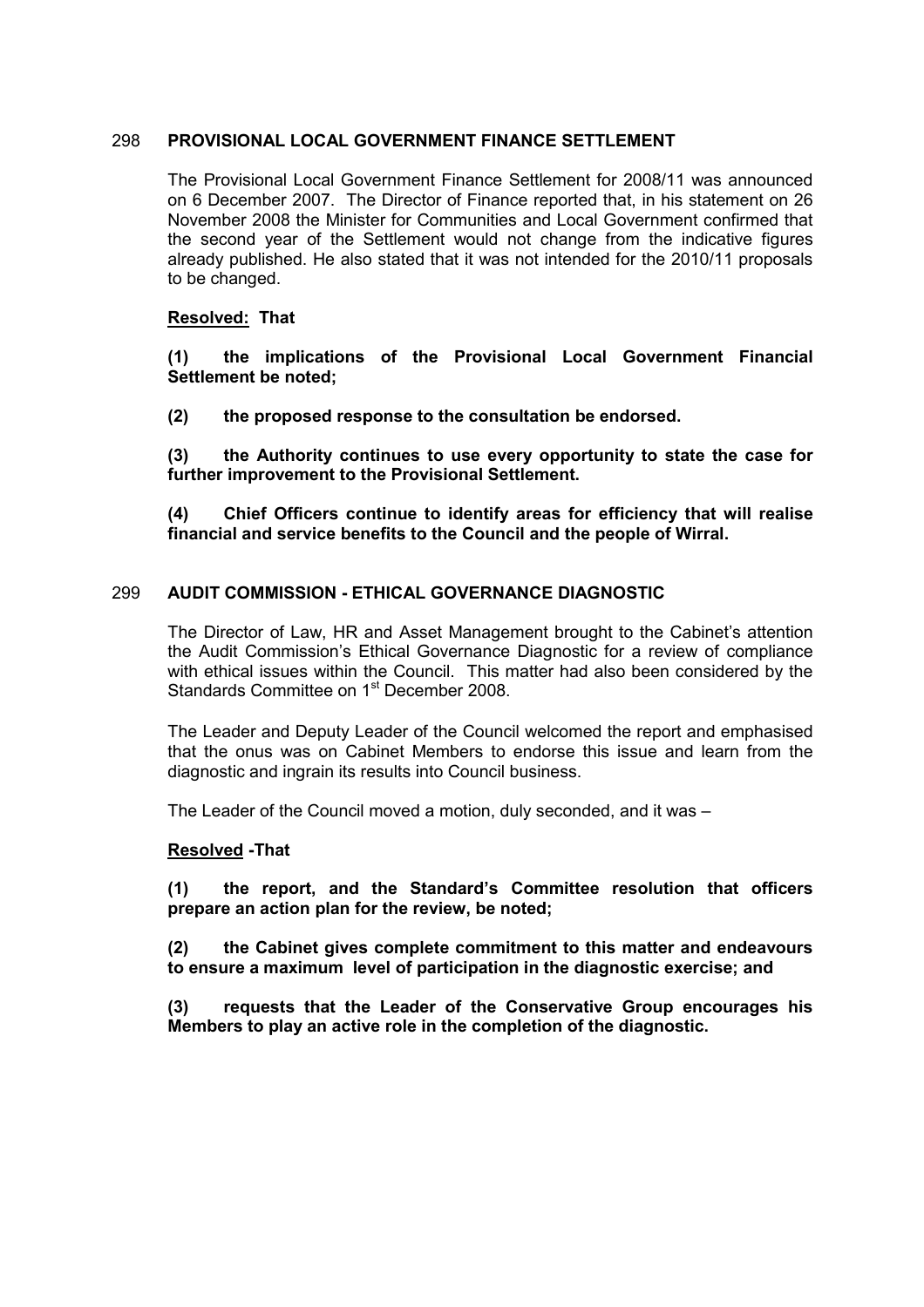## 298 PROVISIONAL LOCAL GOVERNMENT FINANCE SETTLEMENT

The Provisional Local Government Finance Settlement for 2008/11 was announced on 6 December 2007. The Director of Finance reported that, in his statement on 26 November 2008 the Minister for Communities and Local Government confirmed that the second year of the Settlement would not change from the indicative figures already published. He also stated that it was not intended for the 2010/11 proposals to be changed.

**Resolved: That**

**(1) the implications of the Provisional Local Government Financial Settlement be noted;**

**(2) the proposed response to the consultation be endorsed.**

**(3) the Authority continues to use every opportunity to state the case for further improvement to the Provisional Settlement.**

**(4) Chief Officers continue to identify areas for efficiency that will realise financial and service benefits to the Council and the people of Wirral.**

## 299 AUDIT COMMISSION - ETHICAL GOVERNANCE DIAGNOSTIC

The Director of Law, HR and Asset Management brought to the Cabinet's attention the Audit Commission's Ethical Governance Diagnostic for a review of compliance with ethical issues within the Council. This matter had also been considered by the Standards Committee on 1st December 2008.

The Leader and Deputy Leader of the Council welcomed the report and emphasised that the onus was on Cabinet Members to endorse this issue and learn from the diagnostic and ingrain its results into Council business.

The Leader of the Council moved a motion, duly seconded, and it was –

**Resolved -That**

**(1) the report, and the Standard's Committee resolution that officers prepare an action plan for the review, be noted;**

**(2) the Cabinet gives complete commitment to this matter and endeavours to ensure a maximum level of participation in the diagnostic exercise; and**

**(3) requests that the Leader of the Conservative Group encourages his Members to play an active role in the completion of the diagnostic.**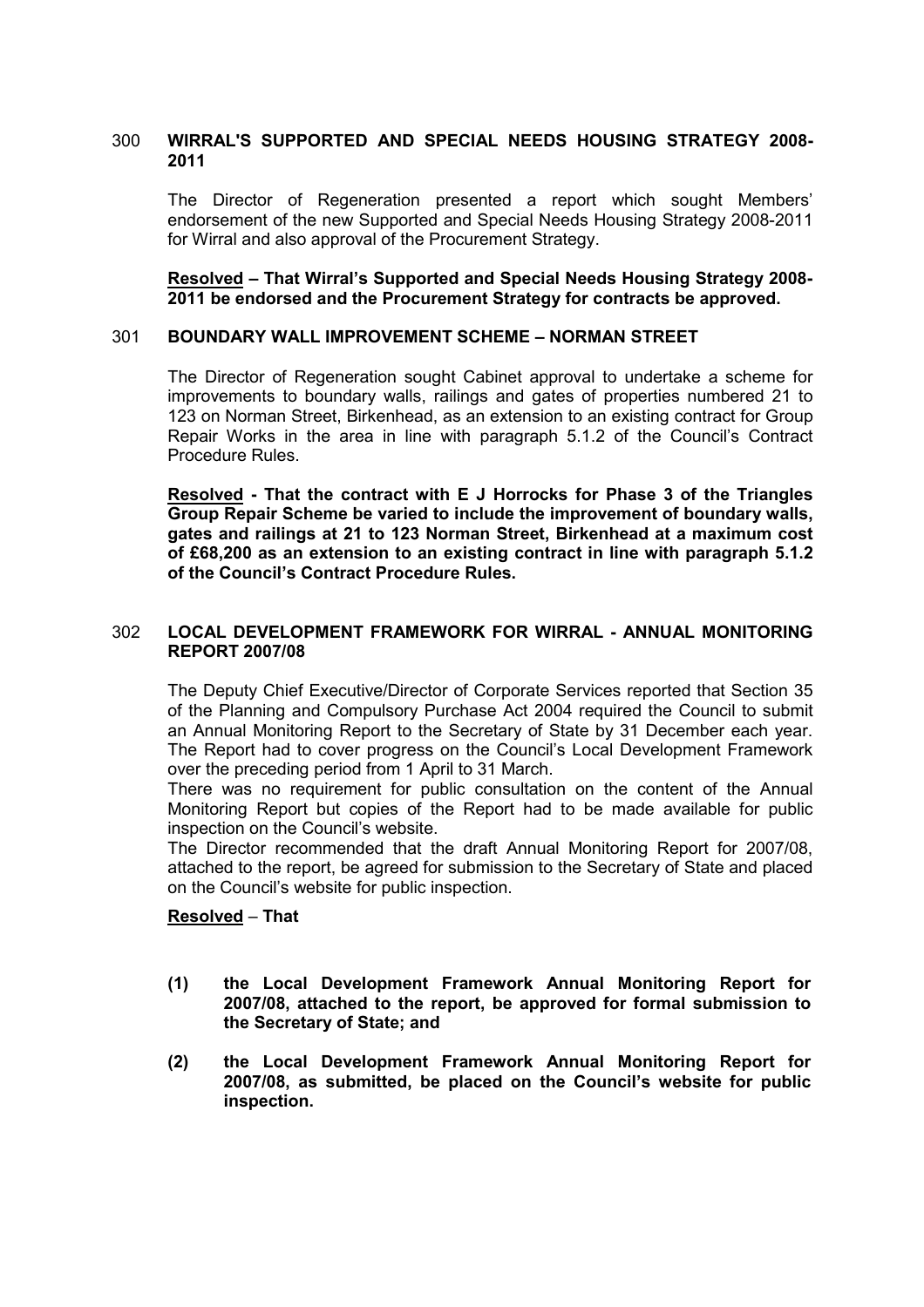## 300 WIRRAL'S SUPPORTED AND SPECIAL NEEDS HOUSING STRATEGY 2008-2011

The Director of Regeneration presented a report which sought Members' endorsement of the new Supported and Special Needs Housing Strategy 2008-2011 for Wirral and also approval of the Procurement Strategy.

**Resolved – That Wirral's Supported and Special Needs Housing Strategy 2008-2011 be endorsed and the Procurement Strategy for contracts be approved.**

## 301 BOUNDARY WALL IMPROVEMENT SCHEME – NORMAN STREET

The Director of Regeneration sought Cabinet approval to undertake a scheme for improvements to boundary walls, railings and gates of properties numbered 21 to 123 on Norman Street, Birkenhead, as an extension to an existing contract for Group Repair Works in the area in line with paragraph 5.1.2 of the Council's Contract Procedure Rules.

**Resolved - That the contract with E J Horrocks for Phase 3 of the Triangles Group Repair Scheme be varied to include the improvement of boundary walls, gates and railings at 21 to 123 Norman Street, Birkenhead at a maximum cost of £68,200 as an extension to an existing contract in line with paragraph 5.1.2 of the Council's Contract Procedure Rules.**

## 302 LOCAL DEVELOPMENT FRAMEWORK FOR WIRRAL - ANNUAL MONITORING REPORT 2007/08

The Deputy Chief Executive/Director of Corporate Services reported that Section 35 of the Planning and Compulsory Purchase Act 2004 required the Council to submit an Annual Monitoring Report to the Secretary of State by 31 December each year. The Report had to cover progress on the Council's Local Development Framework over the preceding period from 1 April to 31 March.

There was no requirement for public consultation on the content of the Annual Monitoring Report but copies of the Report had to be made available for public inspection on the Council's website.

The Director recommended that the draft Annual Monitoring Report for 2007/08, attached to the report, be agreed for submission to the Secretary of State and placed on the Council's website for public inspection.

**Resolved – That**

**(1) the Local Development Framework Annual Monitoring Report for 2007/08, attached to the report, be approved for formal submission to the Secretary of State; and**

**(2) the Local Development Framework Annual Monitoring Report for 2007/08, as submitted, be placed on the Council's website for public inspection.**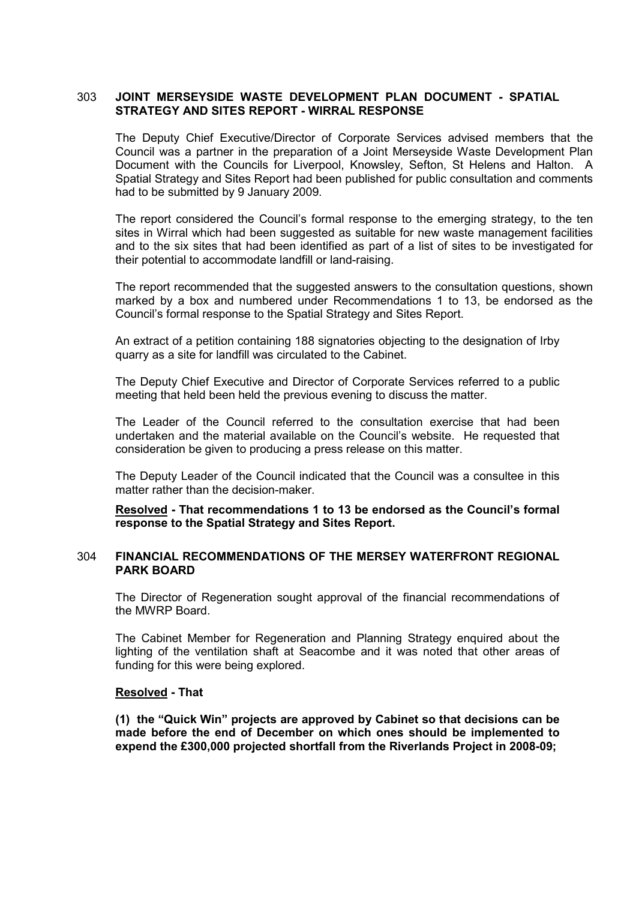## 303 JOINT MERSEYSIDE WASTE DEVELOPMENT PLAN DOCUMENT - SPATIAL STRATEGY AND SITES REPORT - WIRRAL RESPONSE

The Deputy Chief Executive/Director of Corporate Services advised members that the Council was a partner in the preparation of a Joint Merseyside Waste Development Plan Document with the Councils for Liverpool, Knowsley, Sefton, St Helens and Halton. A Spatial Strategy and Sites Report had been published for public consultation and comments had to be submitted by 9 January 2009.

The report considered the Council's formal response to the emerging strategy, to the ten sites in Wirral which had been suggested as suitable for new waste management facilities and to the six sites that had been identified as part of a list of sites to be investigated for their potential to accommodate landfill or land-raising.

The report recommended that the suggested answers to the consultation questions, shown marked by a box and numbered under Recommendations 1 to 13, be endorsed as the Council's formal response to the Spatial Strategy and Sites Report.

An extract of a petition containing 188 signatories objecting to the designation of Irby quarry as a site for landfill was circulated to the Cabinet.

The Deputy Chief Executive and Director of Corporate Services referred to a public meeting that held been held the previous evening to discuss the matter.

The Leader of the Council referred to the consultation exercise that had been undertaken and the material available on the Council's website. He requested that consideration be given to producing a press release on this matter.

The Deputy Leader of the Council indicated that the Council was a consultee in this matter rather than the decision-maker.

**Resolved - That recommendations 1 to 13 be endorsed as the Council's formal response to the Spatial Strategy and Sites Report.**

## 304 FINANCIAL RECOMMENDATIONS OF THE MERSEY WATERFRONT REGIONAL PARK BOARD

The Director of Regeneration sought approval of the financial recommendations of the MWRP Board.

The Cabinet Member for Regeneration and Planning Strategy enquired about the lighting of the ventilation shaft at Seacombe and it was noted that other areas of funding for this were being explored.

**Resolved - That**

**(1) the "Quick Win" projects are approved by Cabinet so that decisions can be made before the end of December on which ones should be implemented to expend the £300,000 projected shortfall from the Riverlands Project in 2008-09;**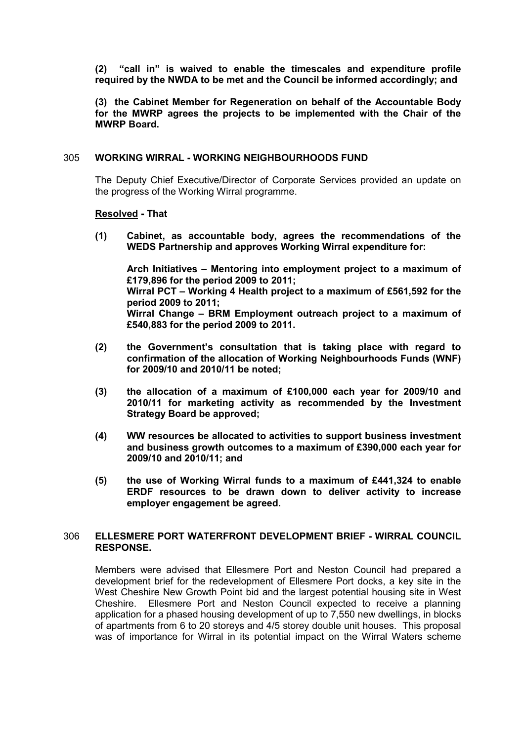**(2) "call in" is waived to enable the timescales and expenditure profile required by the NWDA to be met and the Council be informed accordingly; and**

**(3) the Cabinet Member for Regeneration on behalf of the Accountable Body for the MWRP agrees the projects to be implemented with the Chair of the MWRP Board.**

## 305 WORKING WIRRAL - WORKING NEIGHBOURHOODS FUND

The Deputy Chief Executive/Director of Corporate Services provided an update on the progress of the Working Wirral programme.

**Resolved - That**

**(1) Cabinet, as accountable body, agrees the recommendations of the WEDS Partnership and approves Working Wirral expenditure for:**

**Arch Initiatives – Mentoring into employment project to a maximum of £179,896 for the period 2009 to 2011;**
**Wirral PCT – Working 4 Health project to a maximum of £561,592 for the period 2009 to 2011;**
**Wirral Change – BRM Employment outreach project to a maximum of £540,883 for the period 2009 to 2011.**

**(2) the Government's consultation that is taking place with regard to confirmation of the allocation of Working Neighbourhoods Funds (WNF) for 2009/10 and 2010/11 be noted;**

**(3) the allocation of a maximum of £100,000 each year for 2009/10 and 2010/11 for marketing activity as recommended by the Investment Strategy Board be approved;**

**(4) WW resources be allocated to activities to support business investment and business growth outcomes to a maximum of £390,000 each year for 2009/10 and 2010/11; and**

**(5) the use of Working Wirral funds to a maximum of £441,324 to enable ERDF resources to be drawn down to deliver activity to increase employer engagement be agreed.**

## 306 ELLESMERE PORT WATERFRONT DEVELOPMENT BRIEF - WIRRAL COUNCIL RESPONSE.

Members were advised that Ellesmere Port and Neston Council had prepared a development brief for the redevelopment of Ellesmere Port docks, a key site in the West Cheshire New Growth Point bid and the largest potential housing site in West Cheshire. Ellesmere Port and Neston Council expected to receive a planning application for a phased housing development of up to 7,550 new dwellings, in blocks of apartments from 6 to 20 storeys and 4/5 storey double unit houses. This proposal was of importance for Wirral in its potential impact on the Wirral Waters scheme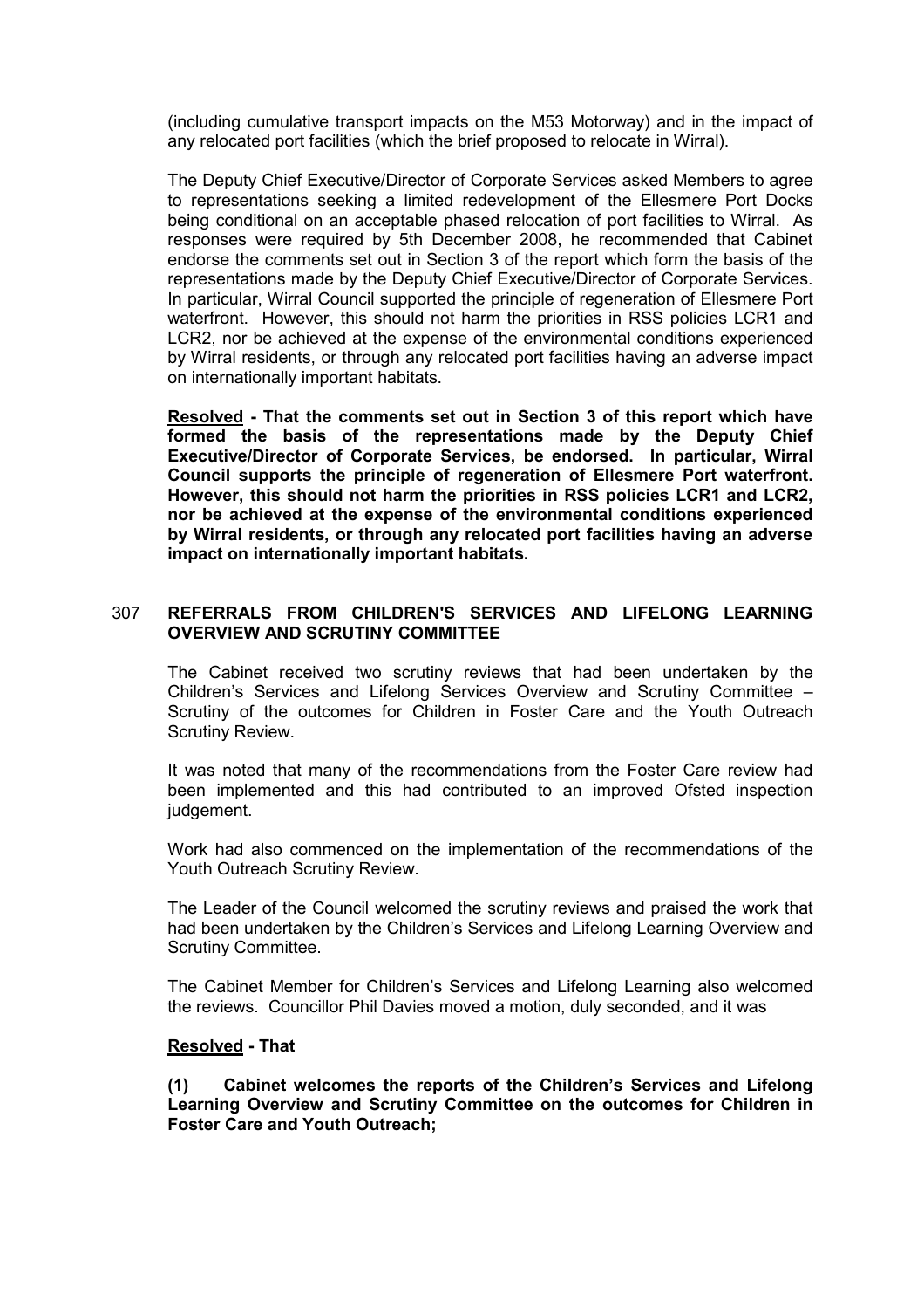(including cumulative transport impacts on the M53 Motorway) and in the impact of any relocated port facilities (which the brief proposed to relocate in Wirral).

The Deputy Chief Executive/Director of Corporate Services asked Members to agree to representations seeking a limited redevelopment of the Ellesmere Port Docks being conditional on an acceptable phased relocation of port facilities to Wirral. As responses were required by 5th December 2008, he recommended that Cabinet endorse the comments set out in Section 3 of the report which form the basis of the representations made by the Deputy Chief Executive/Director of Corporate Services. In particular, Wirral Council supported the principle of regeneration of Ellesmere Port waterfront. However, this should not harm the priorities in RSS policies LCR1 and LCR2, nor be achieved at the expense of the environmental conditions experienced by Wirral residents, or through any relocated port facilities having an adverse impact on internationally important habitats.

**Resolved - That the comments set out in Section 3 of this report which have formed the basis of the representations made by the Deputy Chief Executive/Director of Corporate Services, be endorsed. In particular, Wirral Council supports the principle of regeneration of Ellesmere Port waterfront. However, this should not harm the priorities in RSS policies LCR1 and LCR2, nor be achieved at the expense of the environmental conditions experienced by Wirral residents, or through any relocated port facilities having an adverse impact on internationally important habitats.**

## 307 REFERRALS FROM CHILDREN'S SERVICES AND LIFELONG LEARNING OVERVIEW AND SCRUTINY COMMITTEE

The Cabinet received two scrutiny reviews that had been undertaken by the Children's Services and Lifelong Services Overview and Scrutiny Committee – Scrutiny of the outcomes for Children in Foster Care and the Youth Outreach Scrutiny Review.

It was noted that many of the recommendations from the Foster Care review had been implemented and this had contributed to an improved Ofsted inspection judgement.

Work had also commenced on the implementation of the recommendations of the Youth Outreach Scrutiny Review.

The Leader of the Council welcomed the scrutiny reviews and praised the work that had been undertaken by the Children's Services and Lifelong Learning Overview and Scrutiny Committee.

The Cabinet Member for Children's Services and Lifelong Learning also welcomed the reviews. Councillor Phil Davies moved a motion, duly seconded, and it was

**Resolved - That**

**(1) Cabinet welcomes the reports of the Children's Services and Lifelong Learning Overview and Scrutiny Committee on the outcomes for Children in Foster Care and Youth Outreach;**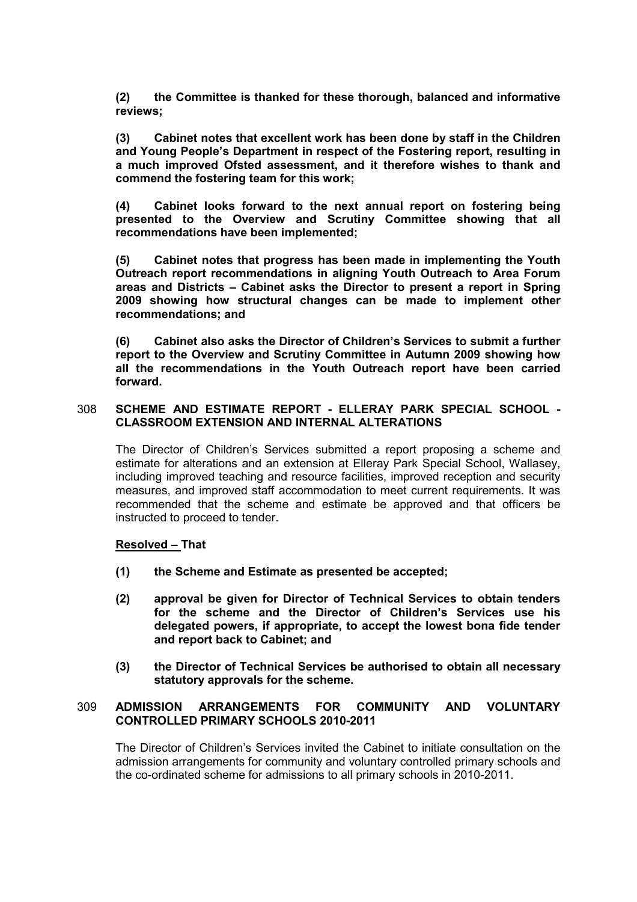**(2) the Committee is thanked for these thorough, balanced and informative reviews;**

**(3) Cabinet notes that excellent work has been done by staff in the Children and Young People's Department in respect of the Fostering report, resulting in a much improved Ofsted assessment, and it therefore wishes to thank and commend the fostering team for this work;**

**(4) Cabinet looks forward to the next annual report on fostering being presented to the Overview and Scrutiny Committee showing that all recommendations have been implemented;**

**(5) Cabinet notes that progress has been made in implementing the Youth Outreach report recommendations in aligning Youth Outreach to Area Forum areas and Districts – Cabinet asks the Director to present a report in Spring 2009 showing how structural changes can be made to implement other recommendations; and**

**(6) Cabinet also asks the Director of Children's Services to submit a further report to the Overview and Scrutiny Committee in Autumn 2009 showing how all the recommendations in the Youth Outreach report have been carried forward.**

## 308 SCHEME AND ESTIMATE REPORT - ELLERAY PARK SPECIAL SCHOOL - CLASSROOM EXTENSION AND INTERNAL ALTERATIONS

The Director of Children's Services submitted a report proposing a scheme and estimate for alterations and an extension at Elleray Park Special School, Wallasey, including improved teaching and resource facilities, improved reception and security measures, and improved staff accommodation to meet current requirements. It was recommended that the scheme and estimate be approved and that officers be instructed to proceed to tender.

**Resolved – That**

**(1) the Scheme and Estimate as presented be accepted;**

**(2) approval be given for Director of Technical Services to obtain tenders for the scheme and the Director of Children's Services use his delegated powers, if appropriate, to accept the lowest bona fide tender and report back to Cabinet; and**

**(3) the Director of Technical Services be authorised to obtain all necessary statutory approvals for the scheme.**

## 309 ADMISSION ARRANGEMENTS FOR COMMUNITY AND VOLUNTARY CONTROLLED PRIMARY SCHOOLS 2010-2011

The Director of Children's Services invited the Cabinet to initiate consultation on the admission arrangements for community and voluntary controlled primary schools and the co-ordinated scheme for admissions to all primary schools in 2010-2011.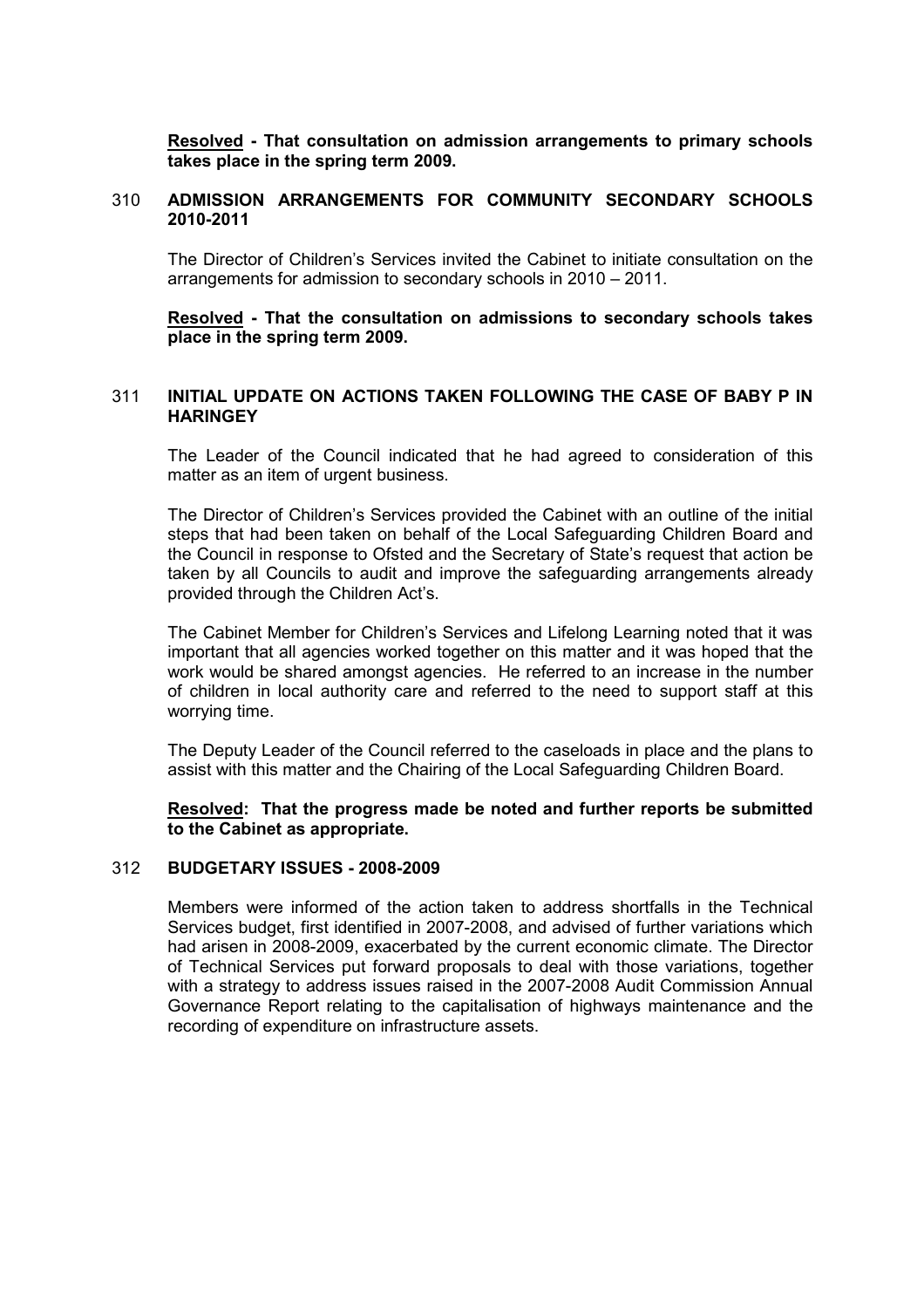**Resolved - That consultation on admission arrangements to primary schools takes place in the spring term 2009.**

### 310 ADMISSION ARRANGEMENTS FOR COMMUNITY SECONDARY SCHOOLS 2010-2011

The Director of Children's Services invited the Cabinet to initiate consultation on the arrangements for admission to secondary schools in 2010 – 2011.

**Resolved - That the consultation on admissions to secondary schools takes place in the spring term 2009.**

### 311 INITIAL UPDATE ON ACTIONS TAKEN FOLLOWING THE CASE OF BABY P IN HARINGEY

The Leader of the Council indicated that he had agreed to consideration of this matter as an item of urgent business.

The Director of Children's Services provided the Cabinet with an outline of the initial steps that had been taken on behalf of the Local Safeguarding Children Board and the Council in response to Ofsted and the Secretary of State's request that action be taken by all Councils to audit and improve the safeguarding arrangements already provided through the Children Act's.

The Cabinet Member for Children's Services and Lifelong Learning noted that it was important that all agencies worked together on this matter and it was hoped that the work would be shared amongst agencies. He referred to an increase in the number of children in local authority care and referred to the need to support staff at this worrying time.

The Deputy Leader of the Council referred to the caseloads in place and the plans to assist with this matter and the Chairing of the Local Safeguarding Children Board.

**Resolved: That the progress made be noted and further reports be submitted to the Cabinet as appropriate.**

### 312 BUDGETARY ISSUES - 2008-2009

Members were informed of the action taken to address shortfalls in the Technical Services budget, first identified in 2007-2008, and advised of further variations which had arisen in 2008-2009, exacerbated by the current economic climate. The Director of Technical Services put forward proposals to deal with those variations, together with a strategy to address issues raised in the 2007-2008 Audit Commission Annual Governance Report relating to the capitalisation of highways maintenance and the recording of expenditure on infrastructure assets.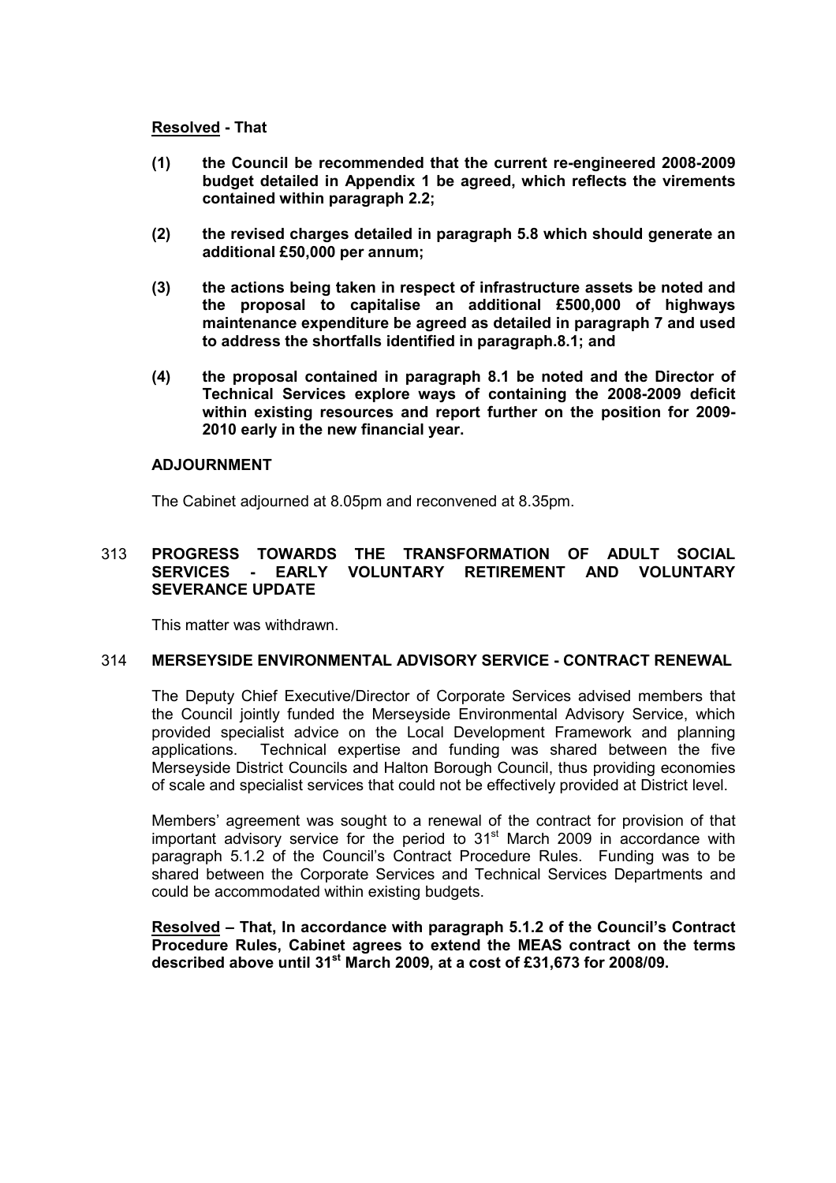**Resolved - That**

**(1) the Council be recommended that the current re-engineered 2008-2009 budget detailed in Appendix 1 be agreed, which reflects the virements contained within paragraph 2.2;**

**(2) the revised charges detailed in paragraph 5.8 which should generate an additional £50,000 per annum;**

**(3) the actions being taken in respect of infrastructure assets be noted and the proposal to capitalise an additional £500,000 of highways maintenance expenditure be agreed as detailed in paragraph 7 and used to address the shortfalls identified in paragraph.8.1; and**

**(4) the proposal contained in paragraph 8.1 be noted and the Director of Technical Services explore ways of containing the 2008-2009 deficit within existing resources and report further on the position for 2009-2010 early in the new financial year.**

**ADJOURNMENT**

The Cabinet adjourned at 8.05pm and reconvened at 8.35pm.

313 **PROGRESS TOWARDS THE TRANSFORMATION OF ADULT SOCIAL SERVICES - EARLY VOLUNTARY RETIREMENT AND VOLUNTARY SEVERANCE UPDATE**

This matter was withdrawn.

314 **MERSEYSIDE ENVIRONMENTAL ADVISORY SERVICE - CONTRACT RENEWAL**

The Deputy Chief Executive/Director of Corporate Services advised members that the Council jointly funded the Merseyside Environmental Advisory Service, which provided specialist advice on the Local Development Framework and planning applications. Technical expertise and funding was shared between the five Merseyside District Councils and Halton Borough Council, thus providing economies of scale and specialist services that could not be effectively provided at District level.

Members' agreement was sought to a renewal of the contract for provision of that important advisory service for the period to 31st March 2009 in accordance with paragraph 5.1.2 of the Council's Contract Procedure Rules. Funding was to be shared between the Corporate Services and Technical Services Departments and could be accommodated within existing budgets.

**Resolved – That, In accordance with paragraph 5.1.2 of the Council's Contract Procedure Rules, Cabinet agrees to extend the MEAS contract on the terms described above until 31st March 2009, at a cost of £31,673 for 2008/09.**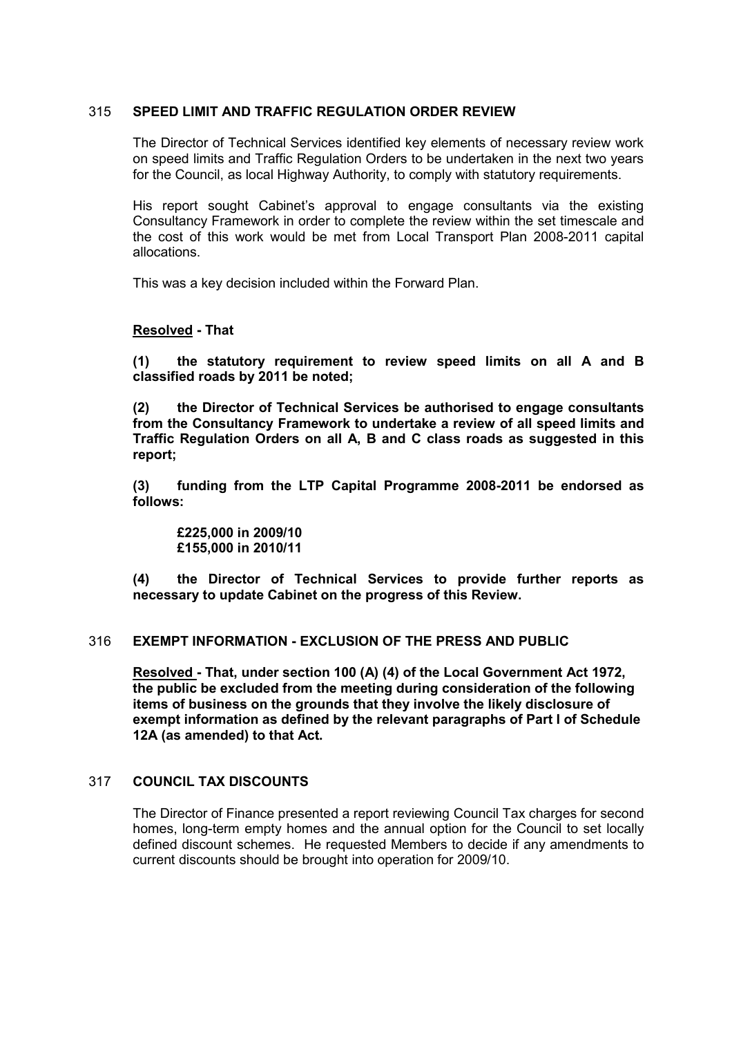## 315 SPEED LIMIT AND TRAFFIC REGULATION ORDER REVIEW

The Director of Technical Services identified key elements of necessary review work on speed limits and Traffic Regulation Orders to be undertaken in the next two years for the Council, as local Highway Authority, to comply with statutory requirements.

His report sought Cabinet's approval to engage consultants via the existing Consultancy Framework in order to complete the review within the set timescale and the cost of this work would be met from Local Transport Plan 2008-2011 capital allocations.

This was a key decision included within the Forward Plan.

**Resolved - That**

**(1) the statutory requirement to review speed limits on all A and B classified roads by 2011 be noted;**

**(2) the Director of Technical Services be authorised to engage consultants from the Consultancy Framework to undertake a review of all speed limits and Traffic Regulation Orders on all A, B and C class roads as suggested in this report;**

**(3) funding from the LTP Capital Programme 2008-2011 be endorsed as follows:**

**£225,000 in 2009/10**
**£155,000 in 2010/11**

**(4) the Director of Technical Services to provide further reports as necessary to update Cabinet on the progress of this Review.**

## 316 EXEMPT INFORMATION - EXCLUSION OF THE PRESS AND PUBLIC

**Resolved - That, under section 100 (A) (4) of the Local Government Act 1972, the public be excluded from the meeting during consideration of the following items of business on the grounds that they involve the likely disclosure of exempt information as defined by the relevant paragraphs of Part I of Schedule 12A (as amended) to that Act.**

## 317 COUNCIL TAX DISCOUNTS

The Director of Finance presented a report reviewing Council Tax charges for second homes, long-term empty homes and the annual option for the Council to set locally defined discount schemes. He requested Members to decide if any amendments to current discounts should be brought into operation for 2009/10.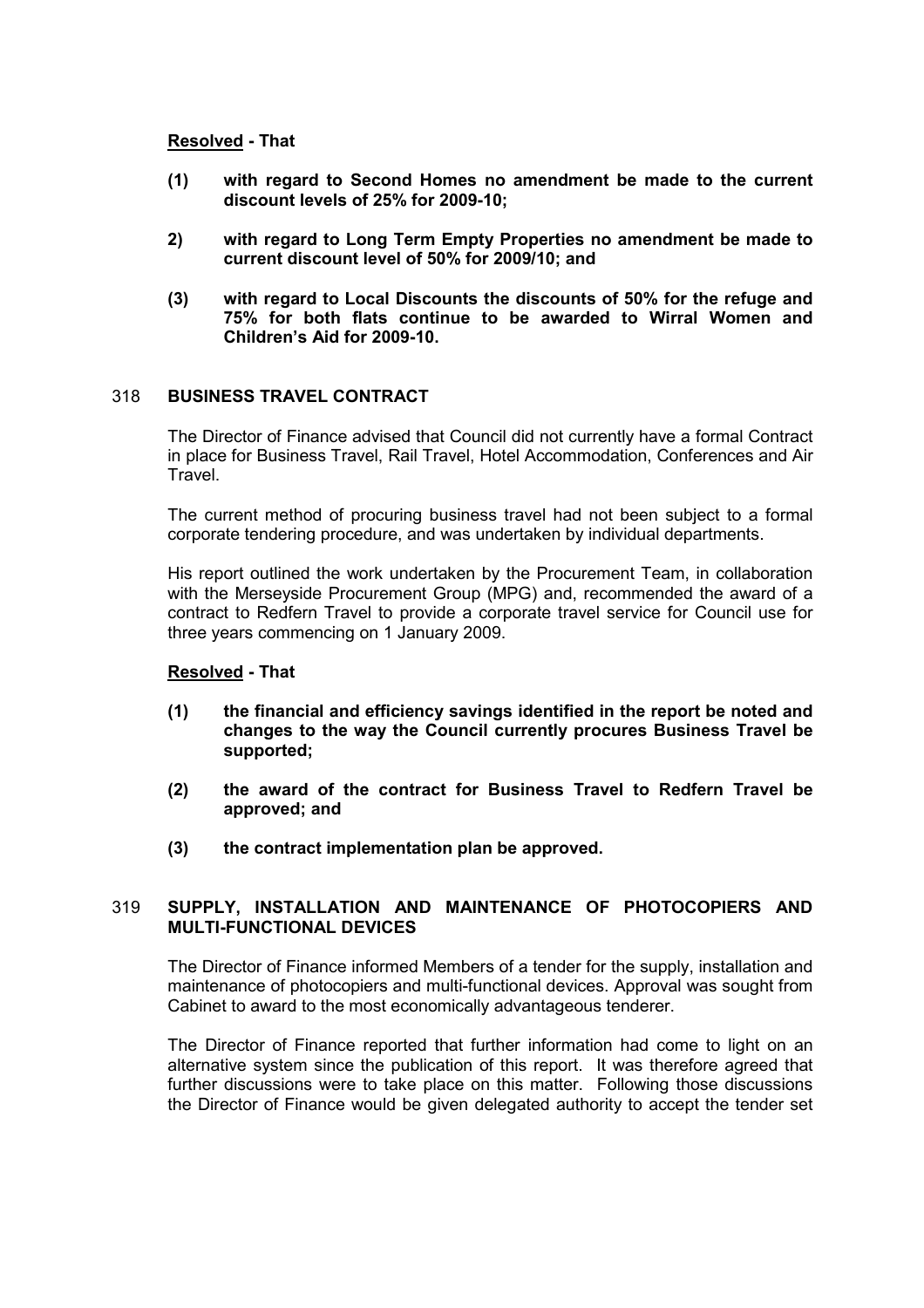**Resolved - That**

**(1) with regard to Second Homes no amendment be made to the current discount levels of 25% for 2009-10;**

**2) with regard to Long Term Empty Properties no amendment be made to current discount level of 50% for 2009/10; and**

**(3) with regard to Local Discounts the discounts of 50% for the refuge and 75% for both flats continue to be awarded to Wirral Women and Children's Aid for 2009-10.**

## 318 BUSINESS TRAVEL CONTRACT

The Director of Finance advised that Council did not currently have a formal Contract in place for Business Travel, Rail Travel, Hotel Accommodation, Conferences and Air Travel.

The current method of procuring business travel had not been subject to a formal corporate tendering procedure, and was undertaken by individual departments.

His report outlined the work undertaken by the Procurement Team, in collaboration with the Merseyside Procurement Group (MPG) and, recommended the award of a contract to Redfern Travel to provide a corporate travel service for Council use for three years commencing on 1 January 2009.

**Resolved - That**

**(1) the financial and efficiency savings identified in the report be noted and changes to the way the Council currently procures Business Travel be supported;**

**(2) the award of the contract for Business Travel to Redfern Travel be approved; and**

**(3) the contract implementation plan be approved.**

## 319 SUPPLY, INSTALLATION AND MAINTENANCE OF PHOTOCOPIERS AND MULTI-FUNCTIONAL DEVICES

The Director of Finance informed Members of a tender for the supply, installation and maintenance of photocopiers and multi-functional devices. Approval was sought from Cabinet to award to the most economically advantageous tenderer.

The Director of Finance reported that further information had come to light on an alternative system since the publication of this report. It was therefore agreed that further discussions were to take place on this matter. Following those discussions the Director of Finance would be given delegated authority to accept the tender set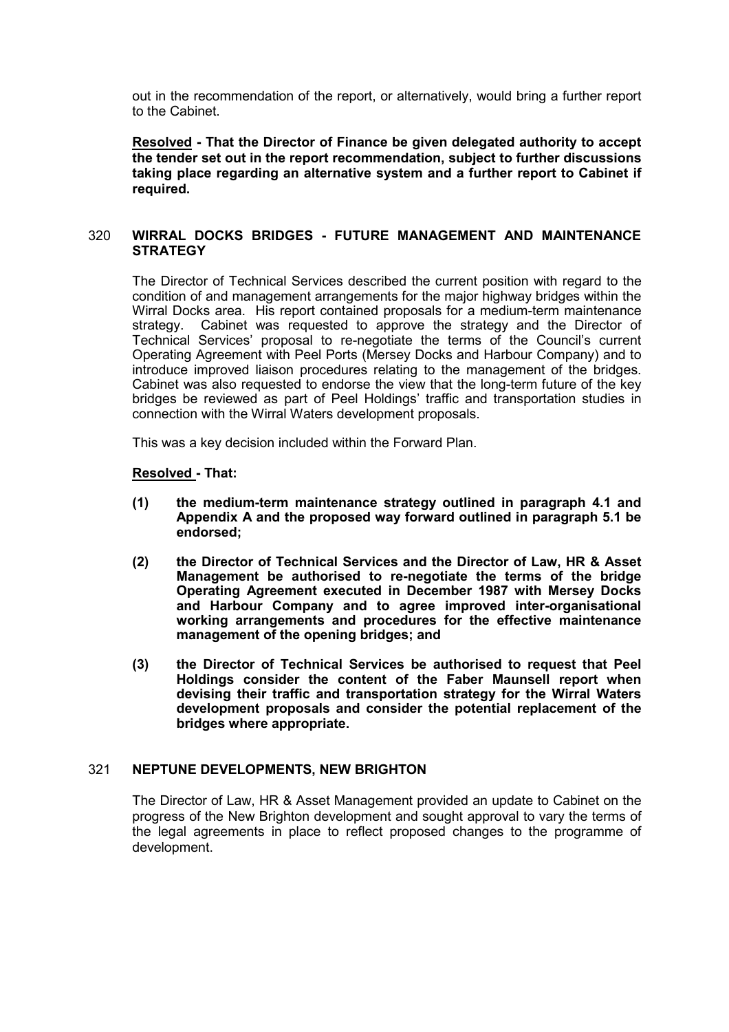out in the recommendation of the report, or alternatively, would bring a further report to the Cabinet.

**Resolved - That the Director of Finance be given delegated authority to accept the tender set out in the report recommendation, subject to further discussions taking place regarding an alternative system and a further report to Cabinet if required.**

### 320 WIRRAL DOCKS BRIDGES - FUTURE MANAGEMENT AND MAINTENANCE STRATEGY

The Director of Technical Services described the current position with regard to the condition of and management arrangements for the major highway bridges within the Wirral Docks area. His report contained proposals for a medium-term maintenance strategy. Cabinet was requested to approve the strategy and the Director of Technical Services' proposal to re-negotiate the terms of the Council's current Operating Agreement with Peel Ports (Mersey Docks and Harbour Company) and to introduce improved liaison procedures relating to the management of the bridges. Cabinet was also requested to endorse the view that the long-term future of the key bridges be reviewed as part of Peel Holdings' traffic and transportation studies in connection with the Wirral Waters development proposals.

This was a key decision included within the Forward Plan.

**Resolved - That:**

**(1) the medium-term maintenance strategy outlined in paragraph 4.1 and Appendix A and the proposed way forward outlined in paragraph 5.1 be endorsed;**

**(2) the Director of Technical Services and the Director of Law, HR & Asset Management be authorised to re-negotiate the terms of the bridge Operating Agreement executed in December 1987 with Mersey Docks and Harbour Company and to agree improved inter-organisational working arrangements and procedures for the effective maintenance management of the opening bridges; and**

**(3) the Director of Technical Services be authorised to request that Peel Holdings consider the content of the Faber Maunsell report when devising their traffic and transportation strategy for the Wirral Waters development proposals and consider the potential replacement of the bridges where appropriate.**

### 321 NEPTUNE DEVELOPMENTS, NEW BRIGHTON

The Director of Law, HR & Asset Management provided an update to Cabinet on the progress of the New Brighton development and sought approval to vary the terms of the legal agreements in place to reflect proposed changes to the programme of development.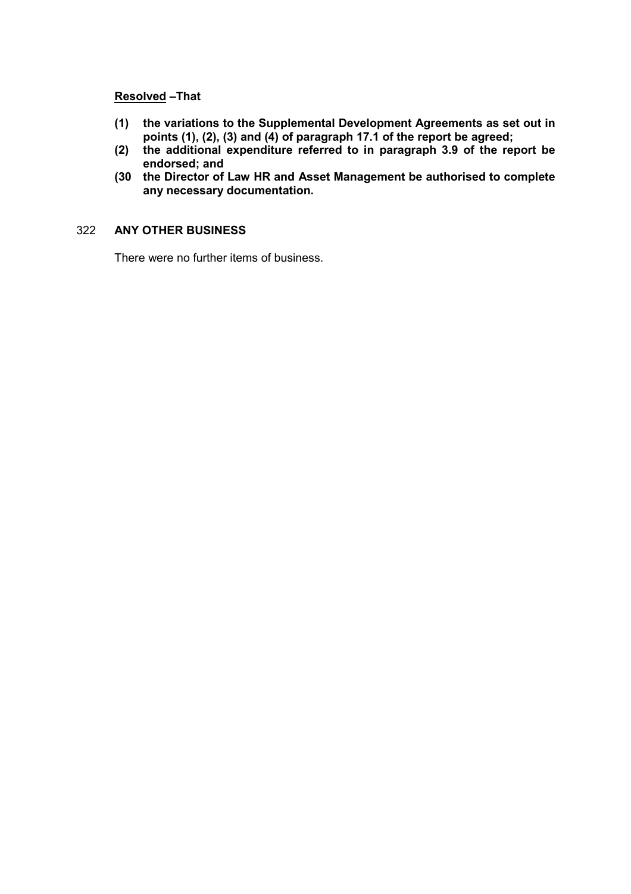**<u>Resolved</u> –That**

**(1) the variations to the Supplemental Development Agreements as set out in points (1), (2), (3) and (4) of paragraph 17.1 of the report be agreed;**
**(2) the additional expenditure referred to in paragraph 3.9 of the report be endorsed; and**
**(30 the Director of Law HR and Asset Management be authorised to complete any necessary documentation.**

322 **ANY OTHER BUSINESS**

There were no further items of business.